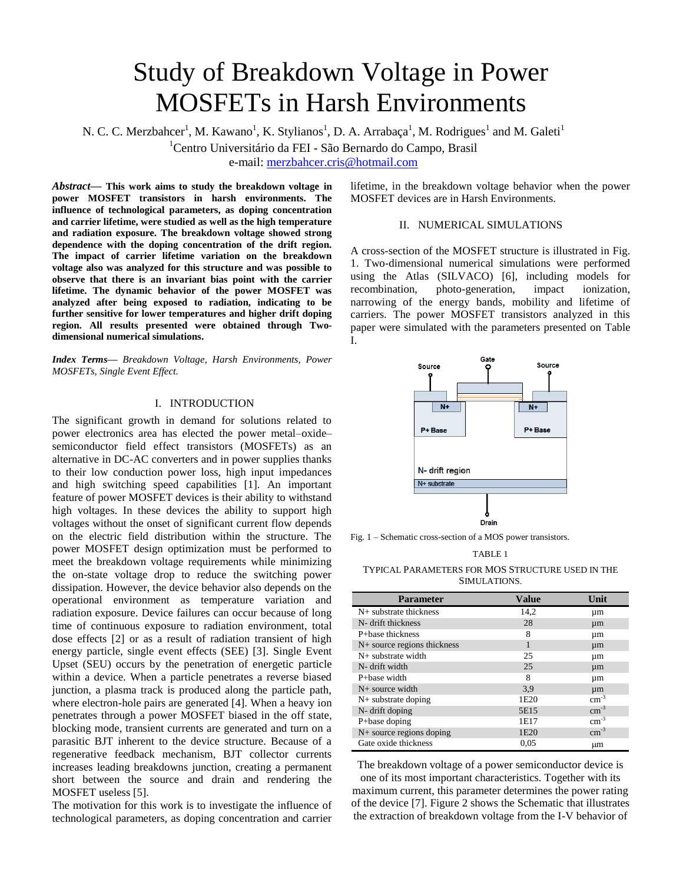# Study of Breakdown Voltage in Power MOSFETs in Harsh Environments

N. C. C. Merzbahcer[1], M. Kawano[1], K. Stylianos[1], D. A. Arrabaça[1], M. Rodrigues[1] and M. Galeti[1]

[1]Centro Universitário da FEI - São Bernardo do Campo, Brasil

e-mail: merzbahcer.cris@hotmail.com

***Abstract*— This work aims to study the breakdown voltage in power MOSFET transistors in harsh environments. The influence of technological parameters, as doping concentration and carrier lifetime, were studied as well as the high temperature and radiation exposure. The breakdown voltage showed strong dependence with the doping concentration of the drift region. The impact of carrier lifetime variation on the breakdown voltage also was analyzed for this structure and was possible to observe that there is an invariant bias point with the carrier lifetime. The dynamic behavior of the power MOSFET was analyzed after being exposed to radiation, indicating to be further sensitive for lower temperatures and higher drift doping region. All results presented were obtained through Two-dimensional numerical simulations.**

***Index Terms*— *Breakdown Voltage, Harsh Environments, Power MOSFETs, Single Event Effect.***

## I. INTRODUCTION

The significant growth in demand for solutions related to power electronics area has elected the power metal–oxide–semiconductor field effect transistors (MOSFETs) as an alternative in DC-AC converters and in power supplies thanks to their low conduction power loss, high input impedances and high switching speed capabilities [1]. An important feature of power MOSFET devices is their ability to withstand high voltages. In these devices the ability to support high voltages without the onset of significant current flow depends on the electric field distribution within the structure. The power MOSFET design optimization must be performed to meet the breakdown voltage requirements while minimizing the on-state voltage drop to reduce the switching power dissipation. However, the device behavior also depends on the operational environment as temperature variation and radiation exposure. Device failures can occur because of long time of continuous exposure to radiation environment, total dose effects [2] or as a result of radiation transient of high energy particle, single event effects (SEE) [3]. Single Event Upset (SEU) occurs by the penetration of energetic particle within a device. When a particle penetrates a reverse biased junction, a plasma track is produced along the particle path, where electron-hole pairs are generated [4]. When a heavy ion penetrates through a power MOSFET biased in the off state, blocking mode, transient currents are generated and turn on a parasitic BJT inherent to the device structure. Because of a regenerative feedback mechanism, BJT collector currents increases leading breakdowns junction, creating a permanent short between the source and drain and rendering the MOSFET useless [5].

The motivation for this work is to investigate the influence of technological parameters, as doping concentration and carrier lifetime, in the breakdown voltage behavior when the power MOSFET devices are in Harsh Environments.

## II. NUMERICAL SIMULATIONS

A cross-section of the MOSFET structure is illustrated in Fig. 1. Two-dimensional numerical simulations were performed using the Atlas (SILVACO) [6], including models for recombination, photo-generation, impact ionization, narrowing of the energy bands, mobility and lifetime of carriers. The power MOSFET transistors analyzed in this paper were simulated with the parameters presented on Table I.

Fig. 1 – Schematic cross-section of a MOS power transistors.

TABLE 1

TYPICAL PARAMETERS FOR MOS STRUCTURE USED IN THE SIMULATIONS.

| Parameter | Value | Unit |
|---|---|---|
| N+ substrate thickness | 14,2 | μm |
| N- drift thickness | 28 | μm |
| P+base thickness | 8 | μm |
| N+ source regions thickness | 1 | μm |
| N+ substrate width | 25 | μm |
| N- drift width | 25 | μm |
| P+base width | 8 | μm |
| N+ source width | 3,9 | μm |
| N+ substrate doping | 1E20 | $cm^{-3}$ |
| N- drift doping | 5E15 | $cm^{-3}$ |
| P+base doping | 1E17 | $cm^{-3}$ |
| N+ source regions doping | 1E20 | $cm^{-3}$ |
| Gate oxide thickness | 0,05 | μm |

The breakdown voltage of a power semiconductor device is one of its most important characteristics. Together with its maximum current, this parameter determines the power rating of the device [7]. Figure 2 shows the Schematic that illustrates the extraction of breakdown voltage from the I-V behavior of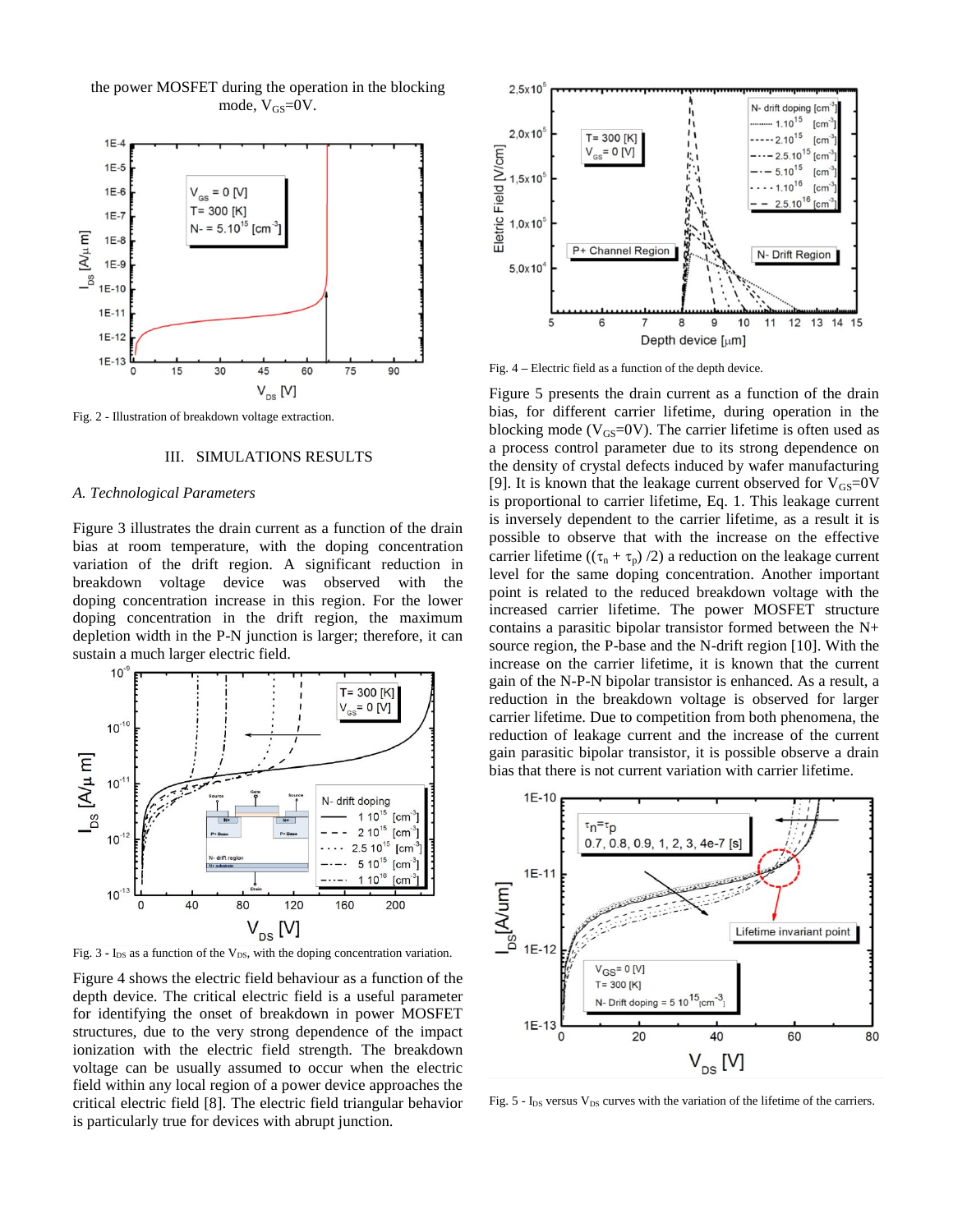the power MOSFET during the operation in the blocking mode, $V_{GS}$=0V.

Fig. 2 - Illustration of breakdown voltage extraction.

## III. SIMULATIONS RESULTS

### *A. Technological Parameters*

Figure 3 illustrates the drain current as a function of the drain bias at room temperature, with the doping concentration variation of the drift region. A significant reduction in breakdown voltage device was observed with the doping concentration increase in this region. For the lower doping concentration in the drift region, the maximum depletion width in the P-N junction is larger; therefore, it can sustain a much larger electric field.

Fig. 3 - $I_{DS}$ as a function of the $V_{DS}$, with the doping concentration variation.

Figure 4 shows the electric field behaviour as a function of the depth device. The critical electric field is a useful parameter for identifying the onset of breakdown in power MOSFET structures, due to the very strong dependence of the impact ionization with the electric field strength. The breakdown voltage can be usually assumed to occur when the electric field within any local region of a power device approaches the critical electric field [8]. The electric field triangular behavior is particularly true for devices with abrupt junction.

Fig. 4 – Electric field as a function of the depth device.

Figure 5 presents the drain current as a function of the drain bias, for different carrier lifetime, during operation in the blocking mode ($V_{GS}$=0V). The carrier lifetime is often used as a process control parameter due to its strong dependence on the density of crystal defects induced by wafer manufacturing [9]. It is known that the leakage current observed for $V_{GS}$=0V is proportional to carrier lifetime, Eq. 1. This leakage current is inversely dependent to the carrier lifetime, as a result it is possible to observe that with the increase on the effective carrier lifetime ($(\tau_n + \tau_p)/2$) a reduction on the leakage current level for the same doping concentration. Another important point is related to the reduced breakdown voltage with the increased carrier lifetime. The power MOSFET structure contains a parasitic bipolar transistor formed between the N+ source region, the P-base and the N-drift region [10]. With the increase on the carrier lifetime, it is known that the current gain of the N-P-N bipolar transistor is enhanced. As a result, a reduction in the breakdown voltage is observed for larger carrier lifetime. Due to competition from both phenomena, the reduction of leakage current and the increase of the current gain parasitic bipolar transistor, it is possible observe a drain bias that there is not current variation with carrier lifetime.

Fig. 5 - $I_{DS}$ versus $V_{DS}$ curves with the variation of the lifetime of the carriers.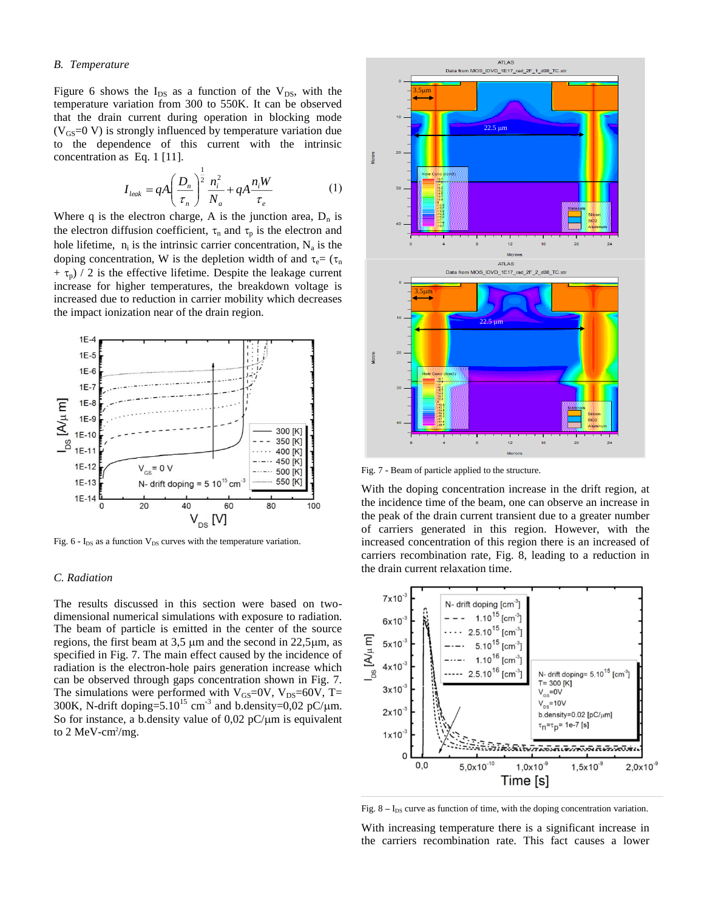### B. Temperature

Figure 6 shows the $I_{DS}$ as a function of the $V_{DS}$, with the temperature variation from 300 to 550K. It can be observed that the drain current during operation in blocking mode ($V_{GS}$=0 V) is strongly influenced by temperature variation due to the dependence of this current with the intrinsic concentration as Eq. 1 [11].

$$I_{leak} = qA\left(\frac{D_n}{\tau_n}\right)^{\frac{1}{2}}\frac{n_i^2}{N_a} + qA\frac{n_i W}{\tau_e} \tag{1}$$

Where q is the electron charge, A is the junction area, $D_n$ is the electron diffusion coefficient, $\tau_n$ and $\tau_p$ is the electron and hole lifetime, $n_i$ is the intrinsic carrier concentration, $N_a$ is the doping concentration, W is the depletion width of and $\tau_e$= ($\tau_n$ + $\tau_p$) / 2 is the effective lifetime. Despite the leakage current increase for higher temperatures, the breakdown voltage is increased due to reduction in carrier mobility which decreases the impact ionization near of the drain region.

Fig. 6 - $I_{DS}$ as a function $V_{DS}$ curves with the temperature variation.

### C. Radiation

The results discussed in this section were based on two-dimensional numerical simulations with exposure to radiation. The beam of particle is emitted in the center of the source regions, the first beam at 3,5 µm and the second in 22,5µm, as specified in Fig. 7. The main effect caused by the incidence of radiation is the electron-hole pairs generation increase which can be observed through gaps concentration shown in Fig. 7. The simulations were performed with $V_{GS}$=0V, $V_{DS}$=60V, T= 300K, N-drift doping=5.10$^{15}$ cm$^{-3}$ and b.density=0,02 pC/µm. So for instance, a b.density value of 0,02 pC/µm is equivalent to 2 MeV-cm$^2$/mg.

Fig. 7 - Beam of particle applied to the structure.

With the doping concentration increase in the drift region, at the incidence time of the beam, one can observe an increase in the peak of the drain current transient due to a greater number of carriers generated in this region. However, with the increased concentration of this region there is an increased of carriers recombination rate, Fig. 8, leading to a reduction in the drain current relaxation time.

Fig. 8 – $I_{DS}$ curve as function of time, with the doping concentration variation.

With increasing temperature there is a significant increase in the carriers recombination rate. This fact causes a lower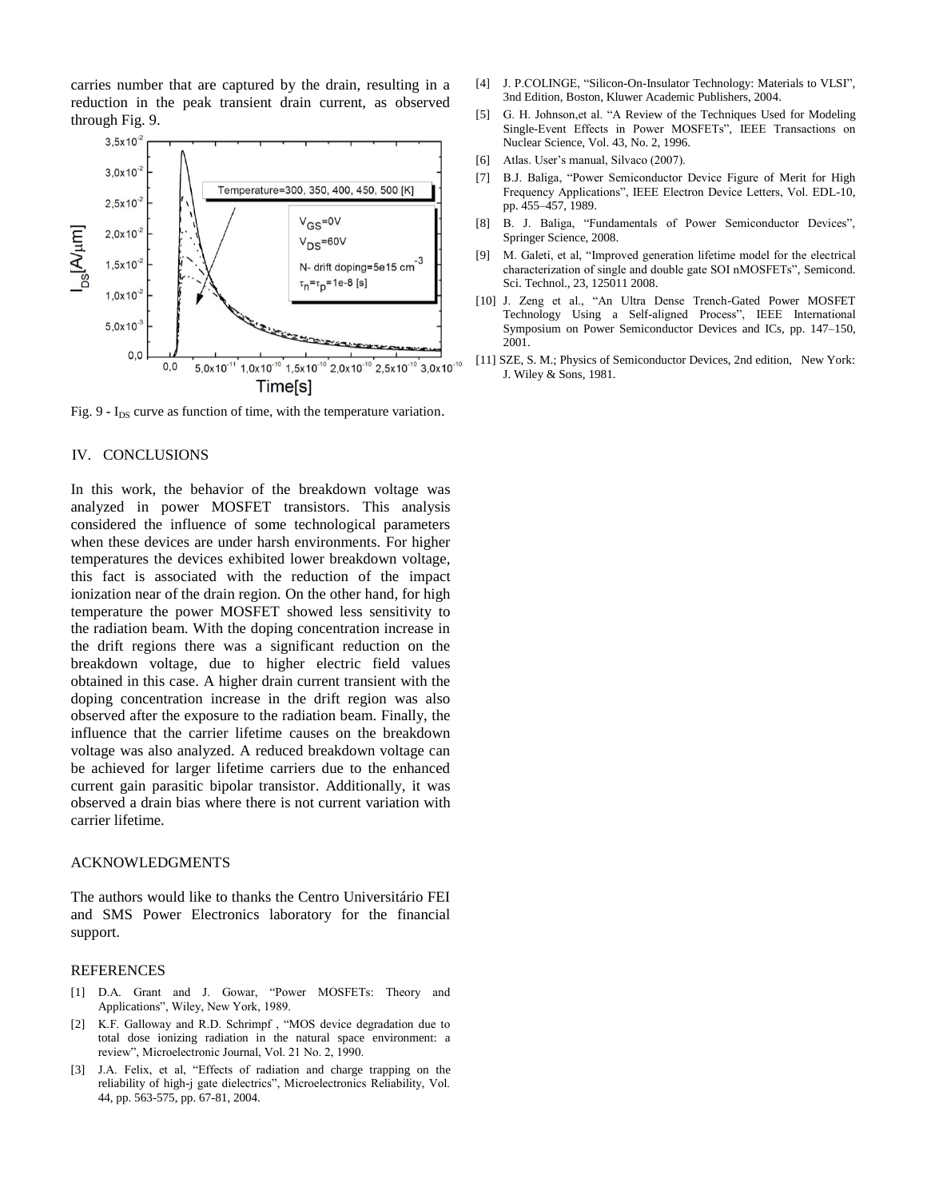carries number that are captured by the drain, resulting in a reduction in the peak transient drain current, as observed through Fig. 9.

Temperature=300, 350, 400, 450, 500 [K]

$V_{GS}$=0V

$V_{DS}$=60V

N- drift doping=5e15 cm$^{-3}$

$\tau_n$=$\tau_p$=1e-8 [s]

$I_{DS}$[A/μm]

3,5x10$^{-2}$
3,0x10$^{-2}$
2,5x10$^{-2}$
2,0x10$^{-2}$
1,5x10$^{-2}$
1,0x10$^{-2}$
5,0x10$^{-3}$
0,0

0,0 5,0x10$^{-11}$ 1,0x10$^{-10}$ 1,5x10$^{-10}$ 2,0x10$^{-10}$ 2,5x10$^{-10}$ 3,0x10$^{-10}$

Time[s]

Fig. 9 - $I_{DS}$ curve as function of time, with the temperature variation.

## IV. CONCLUSIONS

In this work, the behavior of the breakdown voltage was analyzed in power MOSFET transistors. This analysis considered the influence of some technological parameters when these devices are under harsh environments. For higher temperatures the devices exhibited lower breakdown voltage, this fact is associated with the reduction of the impact ionization near of the drain region. On the other hand, for high temperature the power MOSFET showed less sensitivity to the radiation beam. With the doping concentration increase in the drift regions there was a significant reduction on the breakdown voltage, due to higher electric field values obtained in this case. A higher drain current transient with the doping concentration increase in the drift region was also observed after the exposure to the radiation beam. Finally, the influence that the carrier lifetime causes on the breakdown voltage was also analyzed. A reduced breakdown voltage can be achieved for larger lifetime carriers due to the enhanced current gain parasitic bipolar transistor. Additionally, it was observed a drain bias where there is not current variation with carrier lifetime.

## ACKNOWLEDGMENTS

The authors would like to thanks the Centro Universitário FEI and SMS Power Electronics laboratory for the financial support.

## REFERENCES

[1] D.A. Grant and J. Gowar, "Power MOSFETs: Theory and Applications", Wiley, New York, 1989.

[2] K.F. Galloway and R.D. Schrimpf , "MOS device degradation due to total dose ionizing radiation in the natural space environment: a review", Microelectronic Journal, Vol. 21 No. 2, 1990.

[3] J.A. Felix, et al, "Effects of radiation and charge trapping on the reliability of high-j gate dielectrics", Microelectronics Reliability, Vol. 44, pp. 563-575, pp. 67-81, 2004.

[4] J. P.COLINGE, "Silicon-On-Insulator Technology: Materials to VLSI", 3nd Edition, Boston, Kluwer Academic Publishers, 2004.

[5] G. H. Johnson,et al. "A Review of the Techniques Used for Modeling Single-Event Effects in Power MOSFETs", IEEE Transactions on Nuclear Science, Vol. 43, No. 2, 1996.

[6] Atlas. User's manual, Silvaco (2007).

[7] B.J. Baliga, "Power Semiconductor Device Figure of Merit for High Frequency Applications", IEEE Electron Device Letters, Vol. EDL-10, pp. 455–457, 1989.

[8] B. J. Baliga, "Fundamentals of Power Semiconductor Devices", Springer Science, 2008.

[9] M. Galeti, et al, "Improved generation lifetime model for the electrical characterization of single and double gate SOI nMOSFETs", Semicond. Sci. Technol., 23, 125011 2008.

[10] J. Zeng et al., "An Ultra Dense Trench-Gated Power MOSFET Technology Using a Self-aligned Process", IEEE International Symposium on Power Semiconductor Devices and ICs, pp. 147–150, 2001.

[11] SZE, S. M.; Physics of Semiconductor Devices, 2nd edition, New York: J. Wiley & Sons, 1981.